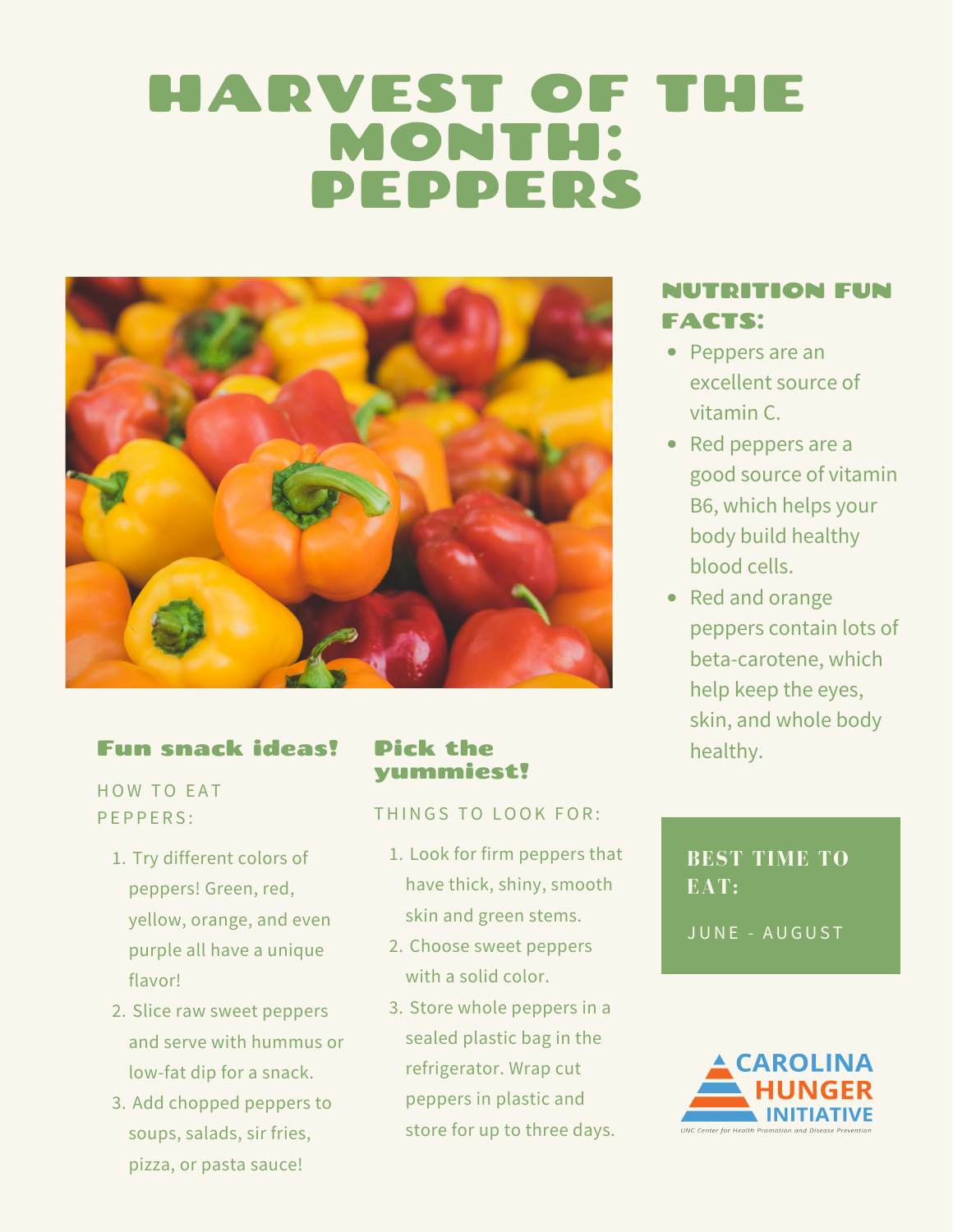# HARVEST OF THE MONTH: PEPPERS

## NUTRITION FUN FACTS:

- Peppers are an excellent source of vitamin C.
- Red peppers are a good source of vitamin B6, which helps your body build healthy blood cells.
- Red and orange peppers contain lots of beta-carotene, which help keep the eyes, skin, and whole body healthy.

## Fun snack ideas!

HOW TO EAT PEPPERS:

1. Try different colors of peppers! Green, red, yellow, orange, and even purple all have a unique flavor!
2. Slice raw sweet peppers and serve with hummus or low-fat dip for a snack.
3. Add chopped peppers to soups, salads, sir fries, pizza, or pasta sauce!

## Pick the yummiest!

THINGS TO LOOK FOR:

1. Look for firm peppers that have thick, shiny, smooth skin and green stems.
2. Choose sweet peppers with a solid color.
3. Store whole peppers in a sealed plastic bag in the refrigerator. Wrap cut peppers in plastic and store for up to three days.

## BEST TIME TO EAT:

JUNE - AUGUST

CAROLINA HUNGER INITIATIVE

UNC Center for Health Promotion and Disease Prevention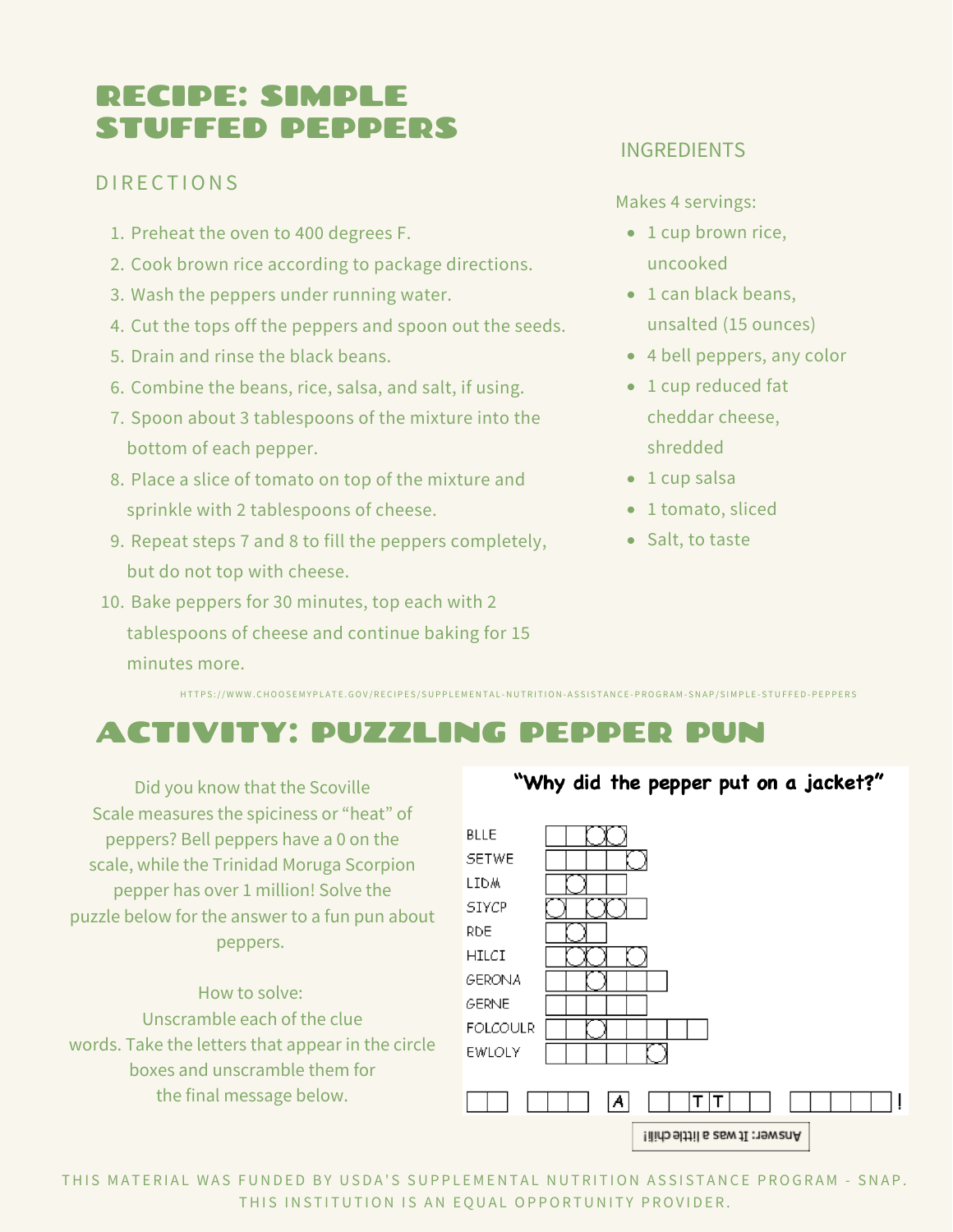# RECIPE: SIMPLE STUFFED PEPPERS

## DIRECTIONS

1. Preheat the oven to 400 degrees F.
2. Cook brown rice according to package directions.
3. Wash the peppers under running water.
4. Cut the tops off the peppers and spoon out the seeds.
5. Drain and rinse the black beans.
6. Combine the beans, rice, salsa, and salt, if using.
7. Spoon about 3 tablespoons of the mixture into the bottom of each pepper.
8. Place a slice of tomato on top of the mixture and sprinkle with 2 tablespoons of cheese.
9. Repeat steps 7 and 8 to fill the peppers completely, but do not top with cheese.
10. Bake peppers for 30 minutes, top each with 2 tablespoons of cheese and continue baking for 15 minutes more.

## INGREDIENTS

Makes 4 servings:

- 1 cup brown rice, uncooked
- 1 can black beans, unsalted (15 ounces)
- 4 bell peppers, any color
- 1 cup reduced fat cheddar cheese, shredded
- 1 cup salsa
- 1 tomato, sliced
- Salt, to taste

HTTPS://WWW.CHOOSEMYPLATE.GOV/RECIPES/SUPPLEMENTAL-NUTRITION-ASSISTANCE-PROGRAM-SNAP/SIMPLE-STUFFED-PEPPERS

# ACTIVITY: PUZZLING PEPPER PUN

Did you know that the Scoville Scale measures the spiciness or "heat" of peppers? Bell peppers have a 0 on the scale, while the Trinidad Moruga Scorpion pepper has over 1 million! Solve the puzzle below for the answer to a fun pun about peppers.

How to solve:
Unscramble each of the clue words. Take the letters that appear in the circle boxes and unscramble them for the final message below.

**"Why did the pepper put on a jacket?"**

BLLE
SETWE
LIDM
SIYCP
RDE
HILCI
GERONA
GERNE
FOLCOULR
EWLOLY

__ __ ___ A ___TT__ ______!

Answer: It was a little chili!